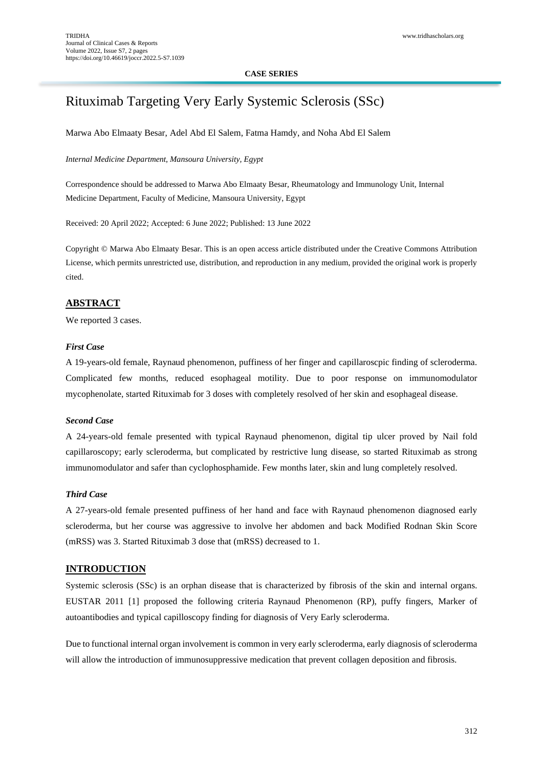**CASE SERIES**

# Rituximab Targeting Very Early Systemic Sclerosis (SSc)

Marwa Abo Elmaaty Besar, Adel Abd El Salem, Fatma Hamdy, and Noha Abd El Salem

*Internal Medicine Department, Mansoura University, Egypt*

Correspondence should be addressed to Marwa Abo Elmaaty Besar, Rheumatology and Immunology Unit, Internal Medicine Department, Faculty of Medicine, Mansoura University, Egypt

Received: 20 April 2022; Accepted: 6 June 2022; Published: 13 June 2022

Copyright © Marwa Abo Elmaaty Besar. This is an open access article distributed under the Creative Commons Attribution License, which permits unrestricted use, distribution, and reproduction in any medium, provided the original work is properly cited.

## ABSTRACT

We reported 3 cases.

### *First Case*

A 19-years-old female, Raynaud phenomenon, puffiness of her finger and capillaroscpic finding of scleroderma. Complicated few months, reduced esophageal motility. Due to poor response on immunomodulator mycophenolate, started Rituximab for 3 doses with completely resolved of her skin and esophageal disease.

### *Second Case*

A 24-years-old female presented with typical Raynaud phenomenon, digital tip ulcer proved by Nail fold capillaroscopy; early scleroderma, but complicated by restrictive lung disease, so started Rituximab as strong immunomodulator and safer than cyclophosphamide. Few months later, skin and lung completely resolved.

### *Third Case*

A 27-years-old female presented puffiness of her hand and face with Raynaud phenomenon diagnosed early scleroderma, but her course was aggressive to involve her abdomen and back Modified Rodnan Skin Score (mRSS) was 3. Started Rituximab 3 dose that (mRSS) decreased to 1.

## INTRODUCTION

Systemic sclerosis (SSc) is an orphan disease that is characterized by fibrosis of the skin and internal organs. EUSTAR 2011 [1] proposed the following criteria Raynaud Phenomenon (RP), puffy fingers, Marker of autoantibodies and typical capilloscopy finding for diagnosis of Very Early scleroderma.

Due to functional internal organ involvement is common in very early scleroderma, early diagnosis of scleroderma will allow the introduction of immunosuppressive medication that prevent collagen deposition and fibrosis.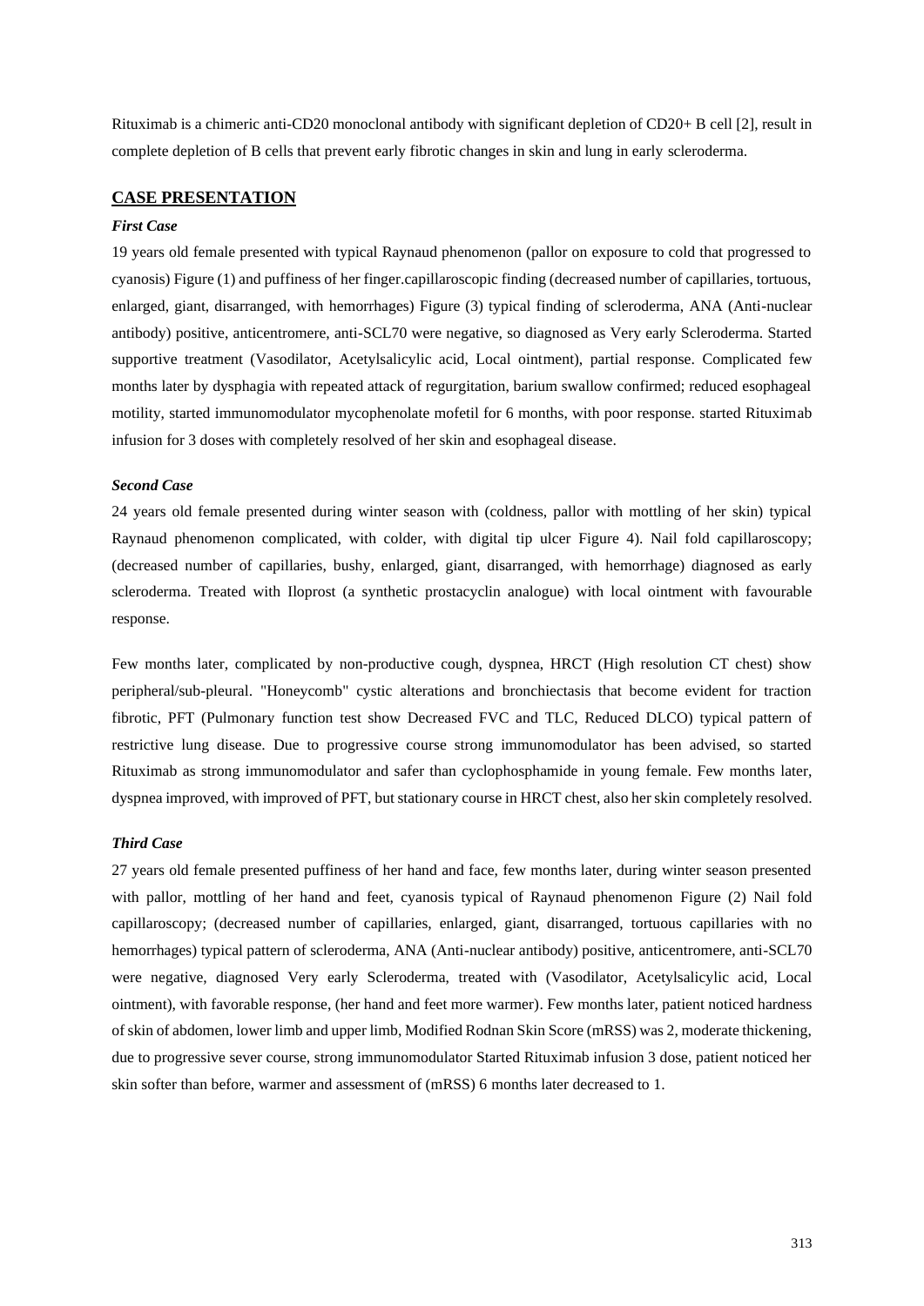Rituximab is a chimeric anti-CD20 monoclonal antibody with significant depletion of CD20+ B cell [2], result in complete depletion of B cells that prevent early fibrotic changes in skin and lung in early scleroderma.

## CASE PRESENTATION

### *First Case*

19 years old female presented with typical Raynaud phenomenon (pallor on exposure to cold that progressed to cyanosis) Figure (1) and puffiness of her finger.capillaroscopic finding (decreased number of capillaries, tortuous, enlarged, giant, disarranged, with hemorrhages) Figure (3) typical finding of scleroderma, ANA (Anti-nuclear antibody) positive, anticentromere, anti-SCL70 were negative, so diagnosed as Very early Scleroderma. Started supportive treatment (Vasodilator, Acetylsalicylic acid, Local ointment), partial response. Complicated few months later by dysphagia with repeated attack of regurgitation, barium swallow confirmed; reduced esophageal motility, started immunomodulator mycophenolate mofetil for 6 months, with poor response. started Rituximab infusion for 3 doses with completely resolved of her skin and esophageal disease.

### *Second Case*

24 years old female presented during winter season with (coldness, pallor with mottling of her skin) typical Raynaud phenomenon complicated, with colder, with digital tip ulcer Figure 4). Nail fold capillaroscopy; (decreased number of capillaries, bushy, enlarged, giant, disarranged, with hemorrhage) diagnosed as early scleroderma. Treated with Iloprost (a synthetic prostacyclin analogue) with local ointment with favourable response.

Few months later, complicated by non-productive cough, dyspnea, HRCT (High resolution CT chest) show peripheral/sub-pleural. "Honeycomb" cystic alterations and bronchiectasis that become evident for traction fibrotic, PFT (Pulmonary function test show Decreased FVC and TLC, Reduced DLCO) typical pattern of restrictive lung disease. Due to progressive course strong immunomodulator has been advised, so started Rituximab as strong immunomodulator and safer than cyclophosphamide in young female. Few months later, dyspnea improved, with improved of PFT, but stationary course in HRCT chest, also her skin completely resolved.

### *Third Case*

27 years old female presented puffiness of her hand and face, few months later, during winter season presented with pallor, mottling of her hand and feet, cyanosis typical of Raynaud phenomenon Figure (2) Nail fold capillaroscopy; (decreased number of capillaries, enlarged, giant, disarranged, tortuous capillaries with no hemorrhages) typical pattern of scleroderma, ANA (Anti-nuclear antibody) positive, anticentromere, anti-SCL70 were negative, diagnosed Very early Scleroderma, treated with (Vasodilator, Acetylsalicylic acid, Local ointment), with favorable response, (her hand and feet more warmer). Few months later, patient noticed hardness of skin of abdomen, lower limb and upper limb, Modified Rodnan Skin Score (mRSS) was 2, moderate thickening, due to progressive sever course, strong immunomodulator Started Rituximab infusion 3 dose, patient noticed her skin softer than before, warmer and assessment of (mRSS) 6 months later decreased to 1.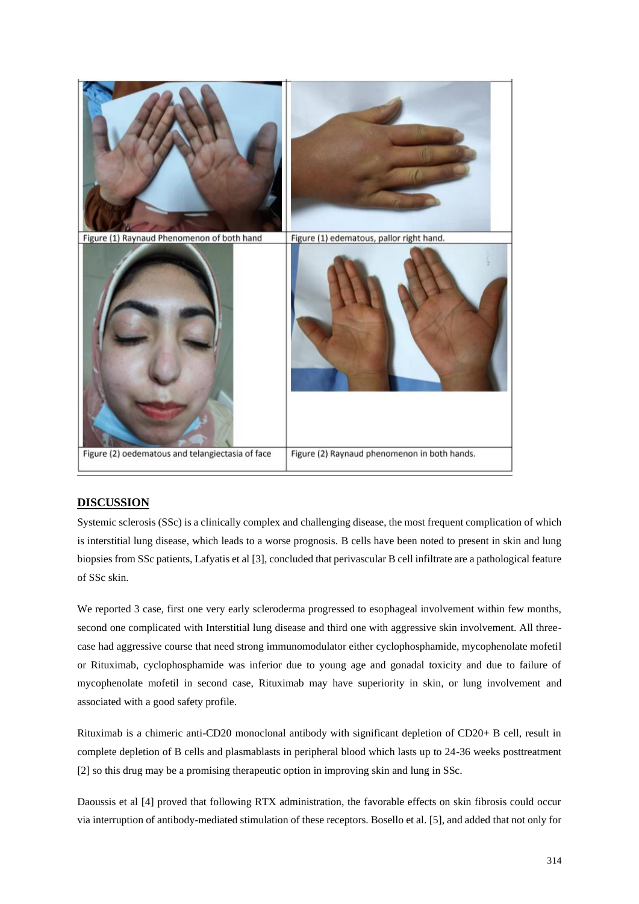Figure (1) Raynaud Phenomenon of both hand

Figure (1) edematous, pallor right hand.

Figure (2) oedematous and telangiectasia of face

Figure (2) Raynaud phenomenon in both hands.

## DISCUSSION

Systemic sclerosis (SSc) is a clinically complex and challenging disease, the most frequent complication of which is interstitial lung disease, which leads to a worse prognosis. B cells have been noted to present in skin and lung biopsies from SSc patients, Lafyatis et al [3], concluded that perivascular B cell infiltrate are a pathological feature of SSc skin.

We reported 3 case, first one very early scleroderma progressed to esophageal involvement within few months, second one complicated with Interstitial lung disease and third one with aggressive skin involvement. All three-case had aggressive course that need strong immunomodulator either cyclophosphamide, mycophenolate mofetil or Rituximab, cyclophosphamide was inferior due to young age and gonadal toxicity and due to failure of mycophenolate mofetil in second case, Rituximab may have superiority in skin, or lung involvement and associated with a good safety profile.

Rituximab is a chimeric anti-CD20 monoclonal antibody with significant depletion of CD20+ B cell, result in complete depletion of B cells and plasmablasts in peripheral blood which lasts up to 24-36 weeks posttreatment [2] so this drug may be a promising therapeutic option in improving skin and lung in SSc.

Daoussis et al [4] proved that following RTX administration, the favorable effects on skin fibrosis could occur via interruption of antibody-mediated stimulation of these receptors. Bosello et al. [5], and added that not only for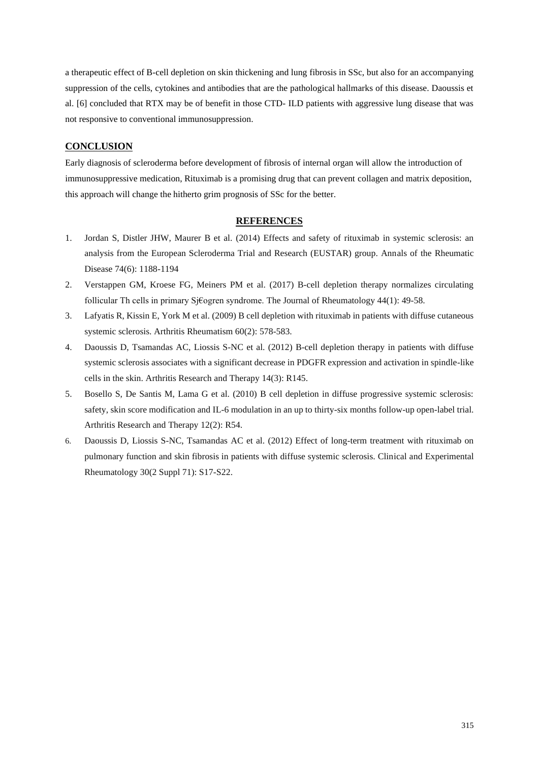a therapeutic effect of B-cell depletion on skin thickening and lung fibrosis in SSc, but also for an accompanying suppression of the cells, cytokines and antibodies that are the pathological hallmarks of this disease. Daoussis et al. [6] concluded that RTX may be of benefit in those CTD- ILD patients with aggressive lung disease that was not responsive to conventional immunosuppression.

## CONCLUSION

Early diagnosis of scleroderma before development of fibrosis of internal organ will allow the introduction of immunosuppressive medication, Rituximab is a promising drug that can prevent collagen and matrix deposition, this approach will change the hitherto grim prognosis of SSc for the better.

## REFERENCES

1. Jordan S, Distler JHW, Maurer B et al. (2014) Effects and safety of rituximab in systemic sclerosis: an analysis from the European Scleroderma Trial and Research (EUSTAR) group. Annals of the Rheumatic Disease 74(6): 1188-1194
2. Verstappen GM, Kroese FG, Meiners PM et al. (2017) B-cell depletion therapy normalizes circulating follicular Th cells in primary Sj€ogren syndrome. The Journal of Rheumatology 44(1): 49-58.
3. Lafyatis R, Kissin E, York M et al. (2009) B cell depletion with rituximab in patients with diffuse cutaneous systemic sclerosis. Arthritis Rheumatism 60(2): 578-583.
4. Daoussis D, Tsamandas AC, Liossis S-NC et al. (2012) B-cell depletion therapy in patients with diffuse systemic sclerosis associates with a significant decrease in PDGFR expression and activation in spindle-like cells in the skin. Arthritis Research and Therapy 14(3): R145.
5. Bosello S, De Santis M, Lama G et al. (2010) B cell depletion in diffuse progressive systemic sclerosis: safety, skin score modification and IL-6 modulation in an up to thirty-six months follow-up open-label trial. Arthritis Research and Therapy 12(2): R54.
6. Daoussis D, Liossis S-NC, Tsamandas AC et al. (2012) Effect of long-term treatment with rituximab on pulmonary function and skin fibrosis in patients with diffuse systemic sclerosis. Clinical and Experimental Rheumatology 30(2 Suppl 71): S17-S22.